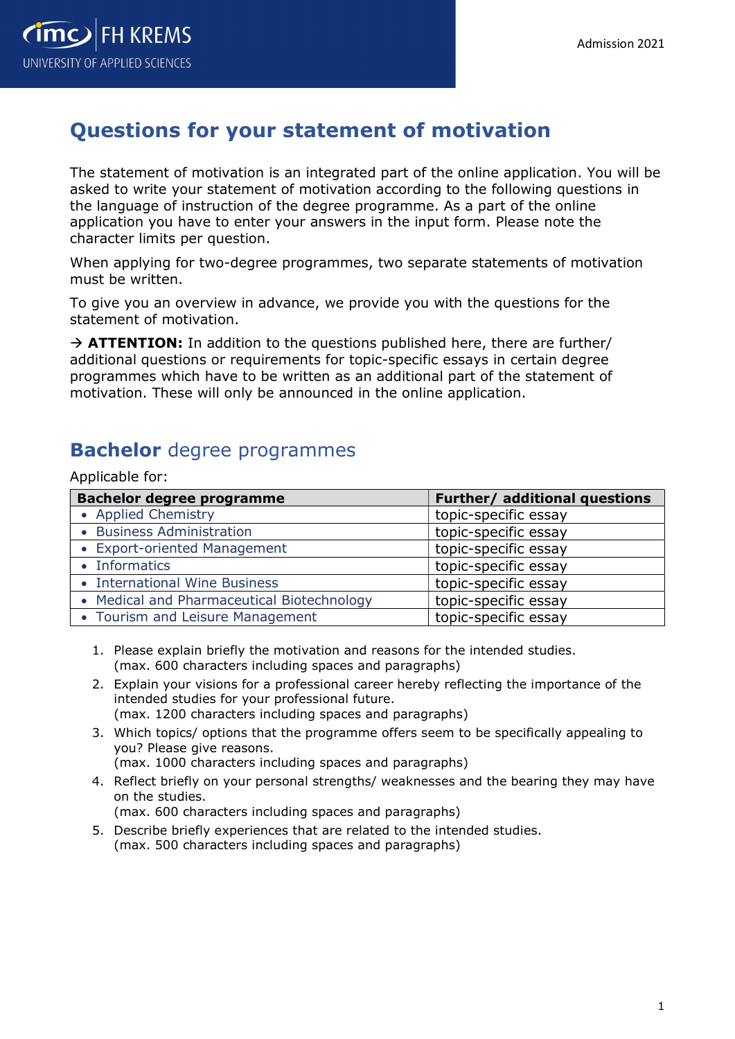# Questions for your statement of motivation

The statement of motivation is an integrated part of the online application. You will be asked to write your statement of motivation according to the following questions in the language of instruction of the degree programme. As a part of the online application you have to enter your answers in the input form. Please note the character limits per question.

When applying for two-degree programmes, two separate statements of motivation must be written.

To give you an overview in advance, we provide you with the questions for the statement of motivation.

→ **ATTENTION:** In addition to the questions published here, there are further/ additional questions or requirements for topic-specific essays in certain degree programmes which have to be written as an additional part of the statement of motivation. These will only be announced in the online application.

## **Bachelor** degree programmes

Applicable for:

| Bachelor degree programme | Further/ additional questions |
|---|---|
| • Applied Chemistry | topic-specific essay |
| • Business Administration | topic-specific essay |
| • Export-oriented Management | topic-specific essay |
| • Informatics | topic-specific essay |
| • International Wine Business | topic-specific essay |
| • Medical and Pharmaceutical Biotechnology | topic-specific essay |
| • Tourism and Leisure Management | topic-specific essay |

1. Please explain briefly the motivation and reasons for the intended studies.
   (max. 600 characters including spaces and paragraphs)
2. Explain your visions for a professional career hereby reflecting the importance of the intended studies for your professional future.
   (max. 1200 characters including spaces and paragraphs)
3. Which topics/ options that the programme offers seem to be specifically appealing to you? Please give reasons.
   (max. 1000 characters including spaces and paragraphs)
4. Reflect briefly on your personal strengths/ weaknesses and the bearing they may have on the studies.
   (max. 600 characters including spaces and paragraphs)
5. Describe briefly experiences that are related to the intended studies.
   (max. 500 characters including spaces and paragraphs)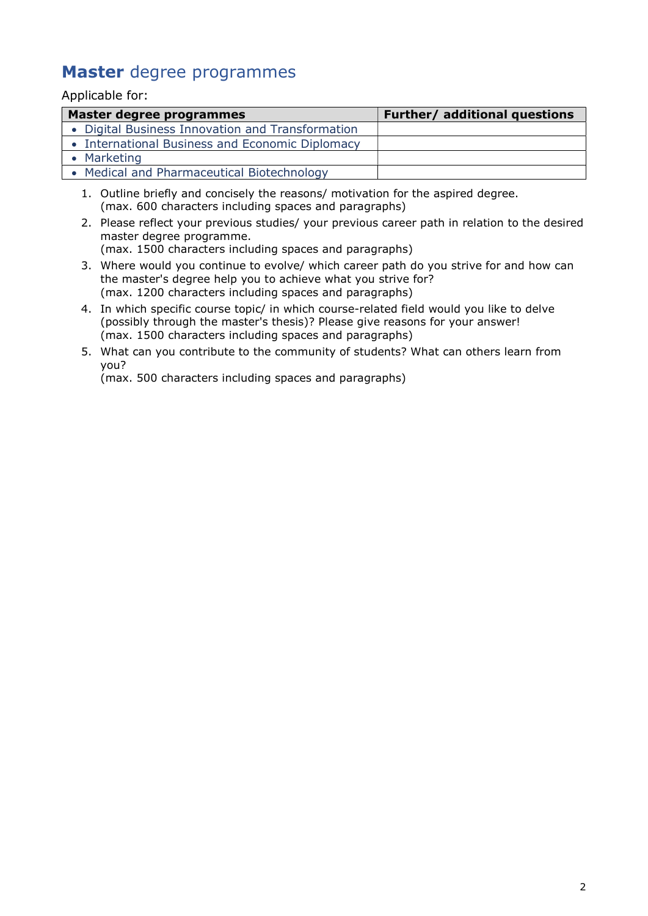# **Master** degree programmes

Applicable for:

| **Master degree programmes** | **Further/ additional questions** |
|---|---|
| • Digital Business Innovation and Transformation | |
| • International Business and Economic Diplomacy | |
| • Marketing | |
| • Medical and Pharmaceutical Biotechnology | |

1. Outline briefly and concisely the reasons/ motivation for the aspired degree.
   (max. 600 characters including spaces and paragraphs)
2. Please reflect your previous studies/ your previous career path in relation to the desired master degree programme.
   (max. 1500 characters including spaces and paragraphs)
3. Where would you continue to evolve/ which career path do you strive for and how can the master's degree help you to achieve what you strive for?
   (max. 1200 characters including spaces and paragraphs)
4. In which specific course topic/ in which course-related field would you like to delve (possibly through the master's thesis)? Please give reasons for your answer!
   (max. 1500 characters including spaces and paragraphs)
5. What can you contribute to the community of students? What can others learn from you?
   (max. 500 characters including spaces and paragraphs)